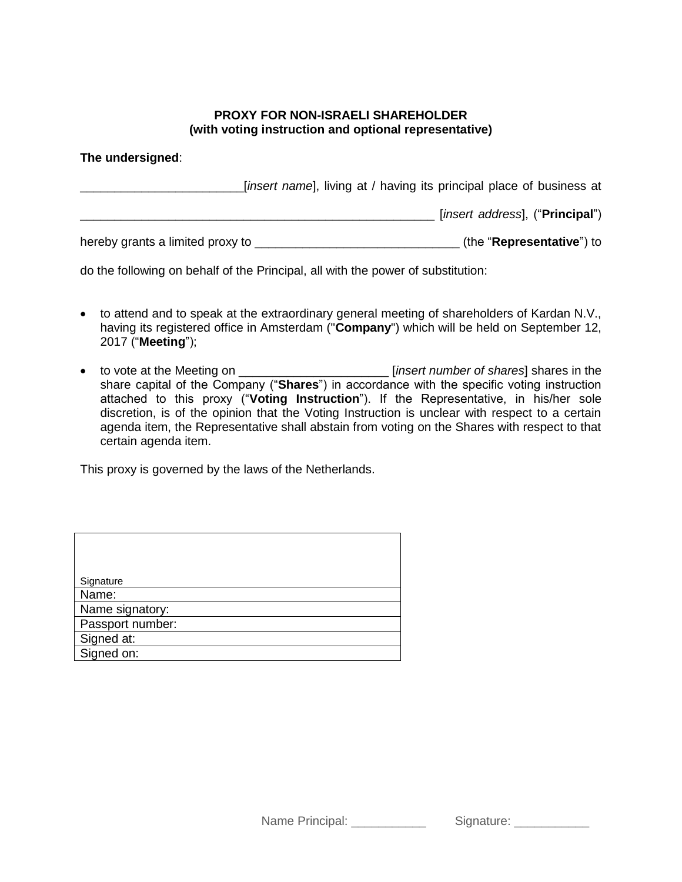**PROXY FOR NON-ISRAELI SHAREHOLDER**
**(with voting instruction and optional representative)**

**The undersigned**:

________________________[*insert name*], living at / having its principal place of business at

_____________________________________________________ [*insert address*], ("**Principal**")

hereby grants a limited proxy to ______________________________ (the "**Representative**") to

do the following on behalf of the Principal, all with the power of substitution:

- to attend and to speak at the extraordinary general meeting of shareholders of Kardan N.V., having its registered office in Amsterdam ("**Company**") which will be held on September 12, 2017 ("**Meeting**");
- to vote at the Meeting on ______________________ [*insert number of shares*] shares in the share capital of the Company ("**Shares**") in accordance with the specific voting instruction attached to this proxy ("**Voting Instruction**"). If the Representative, in his/her sole discretion, is of the opinion that the Voting Instruction is unclear with respect to a certain agenda item, the Representative shall abstain from voting on the Shares with respect to that certain agenda item.

This proxy is governed by the laws of the Netherlands.

| Signature |
|---|
| Name: |
| Name signatory: |
| Passport number: |
| Signed at: |
| Signed on: |

Name Principal: ___________ Signature: ___________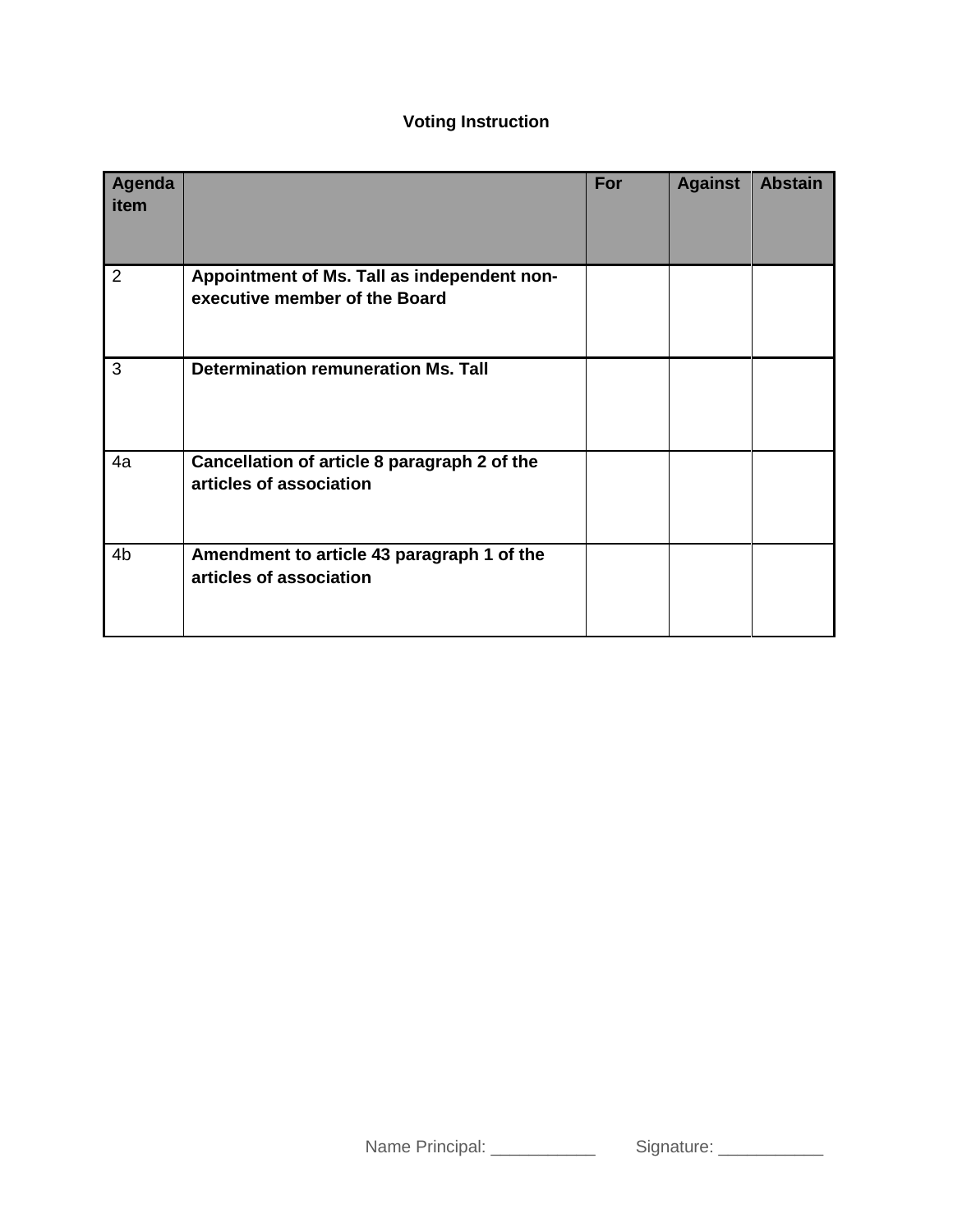**Voting Instruction**

| Agenda item | | For | Against | Abstain |
|---|---|---|---|---|
| 2 | **Appointment of Ms. Tall as independent non-executive member of the Board** | | | |
| 3 | **Determination remuneration Ms. Tall** | | | |
| 4a | **Cancellation of article 8 paragraph 2 of the articles of association** | | | |
| 4b | **Amendment to article 43 paragraph 1 of the articles of association** | | | |

Name Principal: ___________ Signature: ___________